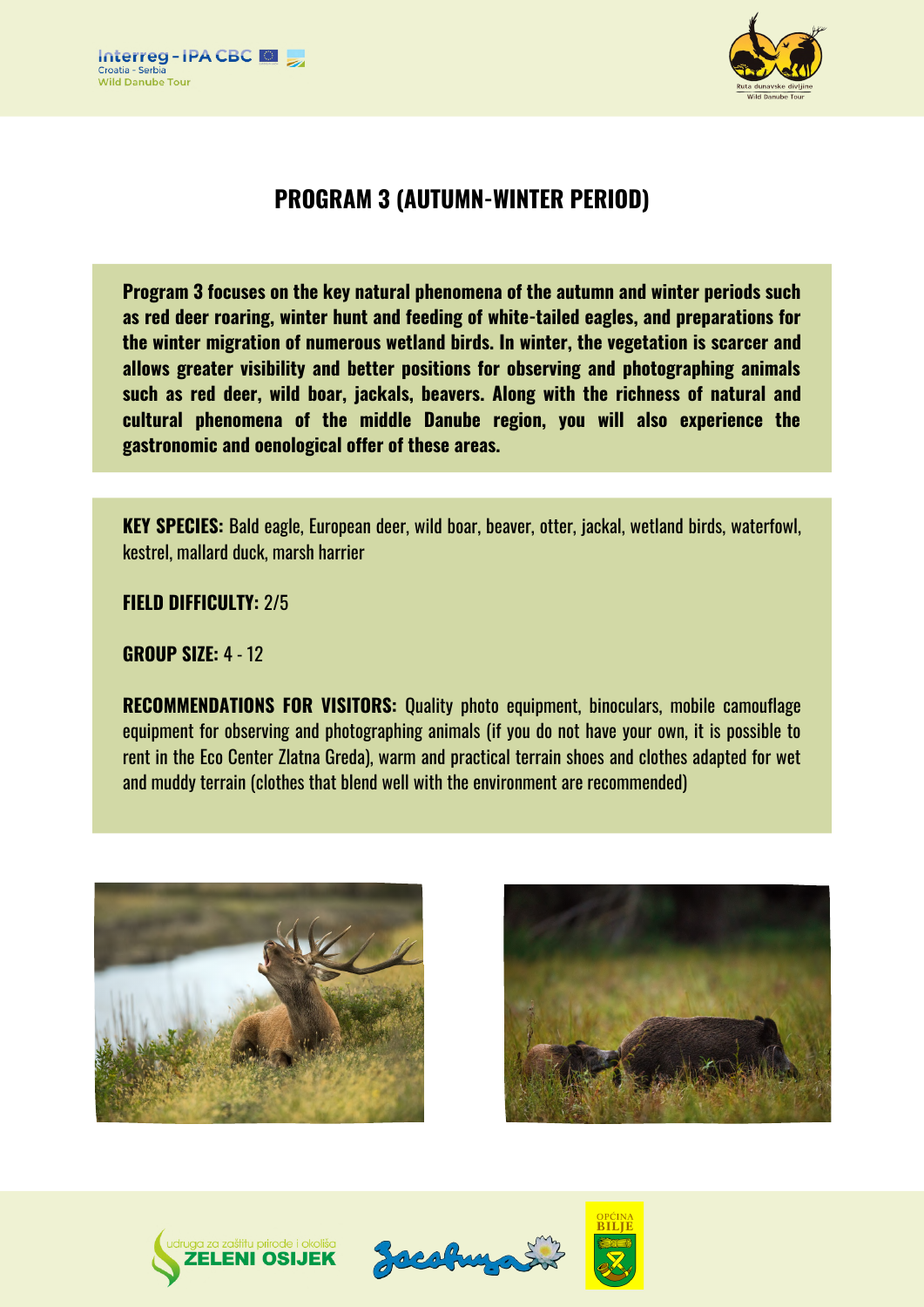# PROGRAM 3 (AUTUMN-WINTER PERIOD)

**Program 3 focuses on the key natural phenomena of the autumn and winter periods such as red deer roaring, winter hunt and feeding of white-tailed eagles, and preparations for the winter migration of numerous wetland birds. In winter, the vegetation is scarcer and allows greater visibility and better positions for observing and photographing animals such as red deer, wild boar, jackals, beavers. Along with the richness of natural and cultural phenomena of the middle Danube region, you will also experience the gastronomic and oenological offer of these areas.**

**KEY SPECIES:** Bald eagle, European deer, wild boar, beaver, otter, jackal, wetland birds, waterfowl, kestrel, mallard duck, marsh harrier

**FIELD DIFFICULTY:** 2/5

**GROUP SIZE:** 4 - 12

**RECOMMENDATIONS FOR VISITORS:** Quality photo equipment, binoculars, mobile camouflage equipment for observing and photographing animals (if you do not have your own, it is possible to rent in the Eco Center Zlatna Greda), warm and practical terrain shoes and clothes adapted for wet and muddy terrain (clothes that blend well with the environment are recommended)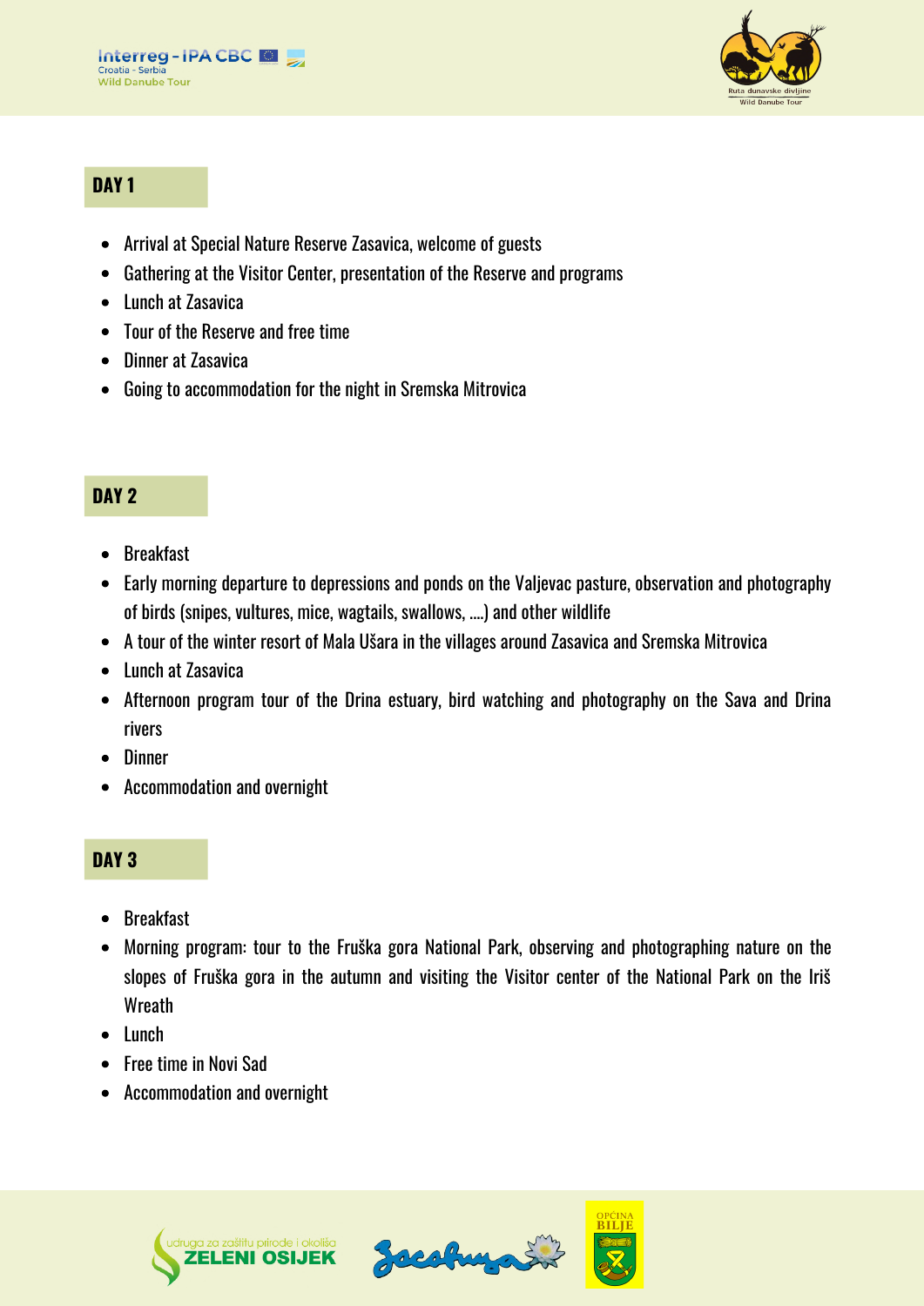## DAY 1

- Arrival at Special Nature Reserve Zasavica, welcome of guests
- Gathering at the Visitor Center, presentation of the Reserve and programs
- Lunch at Zasavica
- Tour of the Reserve and free time
- Dinner at Zasavica
- Going to accommodation for the night in Sremska Mitrovica

## DAY 2

- Breakfast
- Early morning departure to depressions and ponds on the Valjevac pasture, observation and photography of birds (snipes, vultures, mice, wagtails, swallows, ....) and other wildlife
- A tour of the winter resort of Mala Ušara in the villages around Zasavica and Sremska Mitrovica
- Lunch at Zasavica
- Afternoon program tour of the Drina estuary, bird watching and photography on the Sava and Drina rivers
- Dinner
- Accommodation and overnight

## DAY 3

- Breakfast
- Morning program: tour to the Fruška gora National Park, observing and photographing nature on the slopes of Fruška gora in the autumn and visiting the Visitor center of the National Park on the Iriš Wreath
- Lunch
- Free time in Novi Sad
- Accommodation and overnight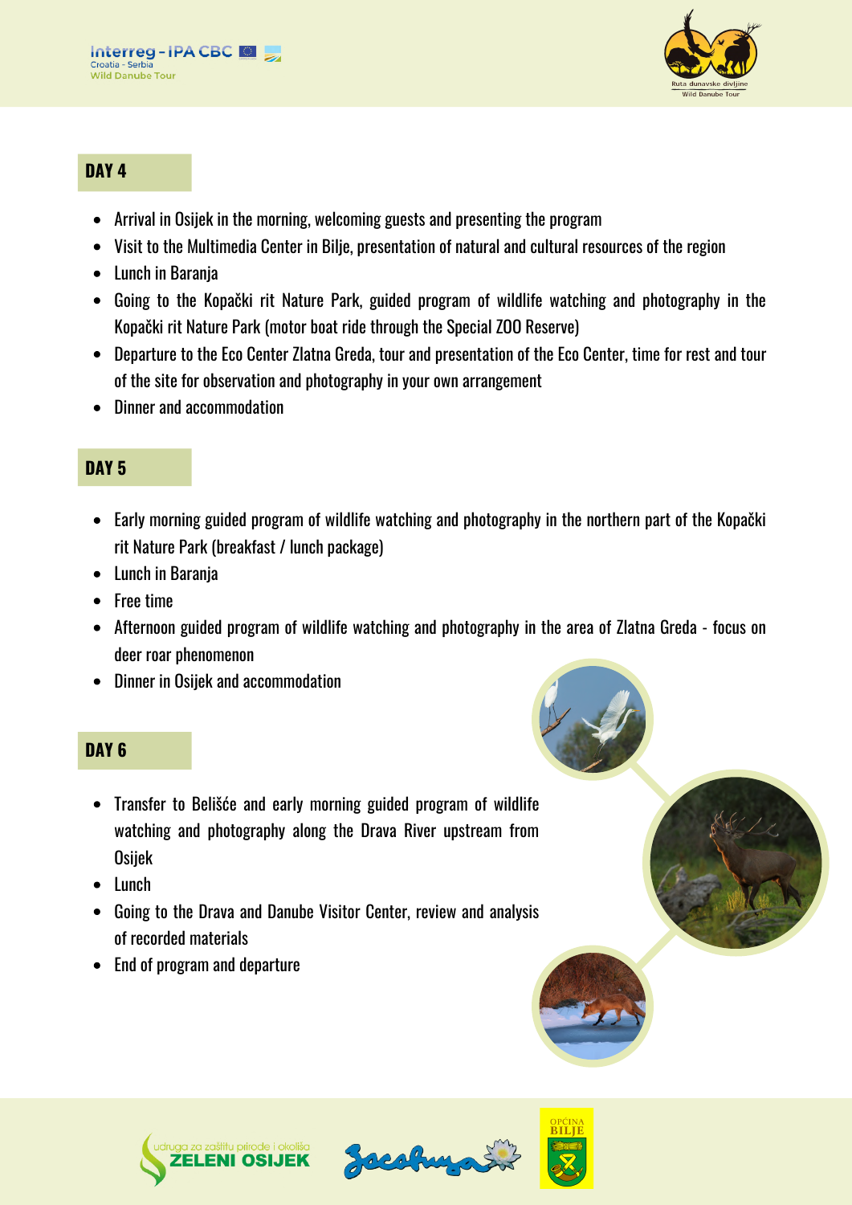## DAY 4

- Arrival in Osijek in the morning, welcoming guests and presenting the program
- Visit to the Multimedia Center in Bilje, presentation of natural and cultural resources of the region
- Lunch in Baranja
- Going to the Kopački rit Nature Park, guided program of wildlife watching and photography in the Kopački rit Nature Park (motor boat ride through the Special ZOO Reserve)
- Departure to the Eco Center Zlatna Greda, tour and presentation of the Eco Center, time for rest and tour of the site for observation and photography in your own arrangement
- Dinner and accommodation

## DAY 5

- Early morning guided program of wildlife watching and photography in the northern part of the Kopački rit Nature Park (breakfast / lunch package)
- Lunch in Baranja
- Free time
- Afternoon guided program of wildlife watching and photography in the area of Zlatna Greda - focus on deer roar phenomenon
- Dinner in Osijek and accommodation

## DAY 6

- Transfer to Belišće and early morning guided program of wildlife watching and photography along the Drava River upstream from Osijek
- Lunch
- Going to the Drava and Danube Visitor Center, review and analysis of recorded materials
- End of program and departure